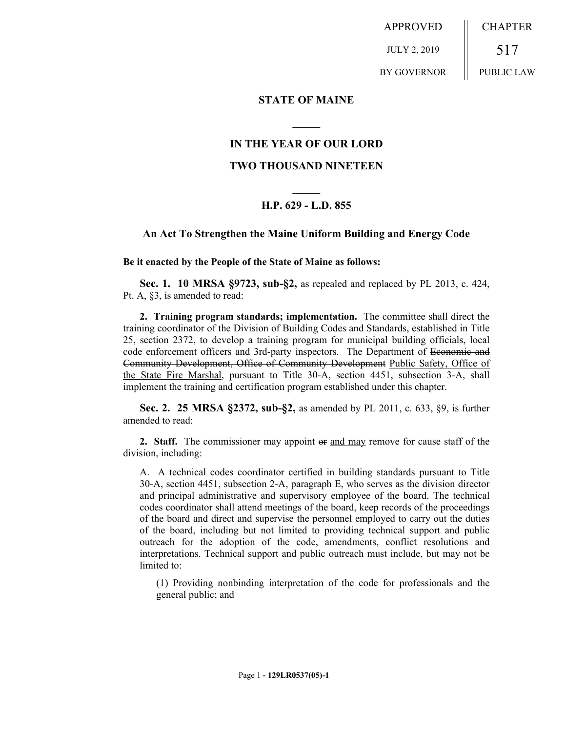APPROVED | CHAPTER
--- | ---
JULY 2, 2019 | 517
BY GOVERNOR | PUBLIC LAW

**STATE OF MAINE**

**IN THE YEAR OF OUR LORD**

**TWO THOUSAND NINETEEN**

**H.P. 629 - L.D. 855**

## An Act To Strengthen the Maine Uniform Building and Energy Code

**Be it enacted by the People of the State of Maine as follows:**

**Sec. 1. 10 MRSA §9723, sub-§2,** as repealed and replaced by PL 2013, c. 424, Pt. A, §3, is amended to read:

**2. Training program standards; implementation.** The committee shall direct the training coordinator of the Division of Building Codes and Standards, established in Title 25, section 2372, to develop a training program for municipal building officials, local code enforcement officers and 3rd-party inspectors. The Department of ~~Economic and Community Development, Office of Community Development~~ <u>Public Safety, Office of the State Fire Marshal</u>, pursuant to Title 30-A, section 4451, subsection 3-A, shall implement the training and certification program established under this chapter.

**Sec. 2. 25 MRSA §2372, sub-§2,** as amended by PL 2011, c. 633, §9, is further amended to read:

**2. Staff.** The commissioner may appoint ~~or~~ <u>and may</u> remove for cause staff of the division, including:

A. A technical codes coordinator certified in building standards pursuant to Title 30-A, section 4451, subsection 2-A, paragraph E, who serves as the division director and principal administrative and supervisory employee of the board. The technical codes coordinator shall attend meetings of the board, keep records of the proceedings of the board and direct and supervise the personnel employed to carry out the duties of the board, including but not limited to providing technical support and public outreach for the adoption of the code, amendments, conflict resolutions and interpretations. Technical support and public outreach must include, but may not be limited to:

(1) Providing nonbinding interpretation of the code for professionals and the general public; and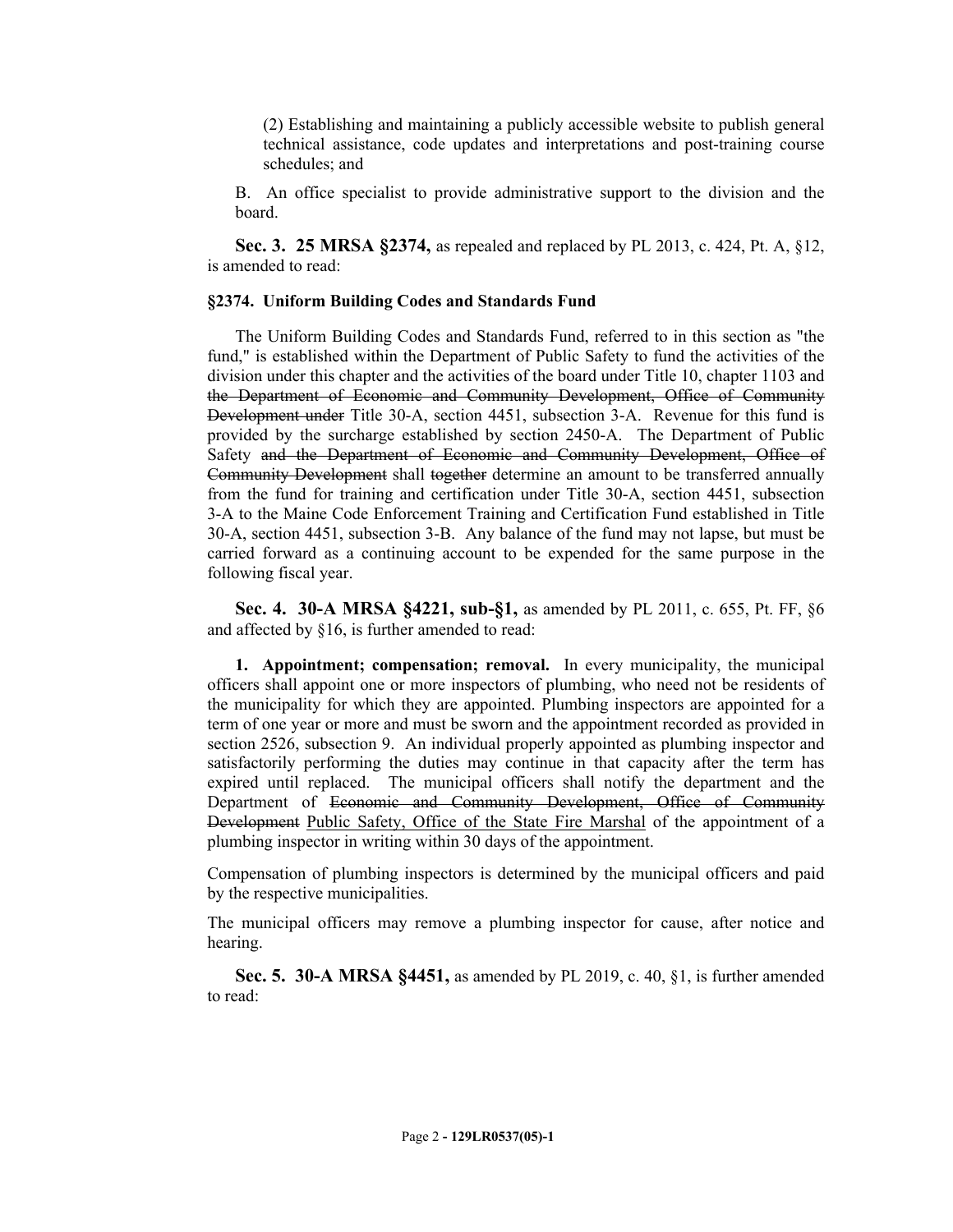(2) Establishing and maintaining a publicly accessible website to publish general technical assistance, code updates and interpretations and post-training course schedules; and

B. An office specialist to provide administrative support to the division and the board.

**Sec. 3. 25 MRSA §2374,** as repealed and replaced by PL 2013, c. 424, Pt. A, §12, is amended to read:

**§2374. Uniform Building Codes and Standards Fund**

The Uniform Building Codes and Standards Fund, referred to in this section as "the fund," is established within the Department of Public Safety to fund the activities of the division under this chapter and the activities of the board under Title 10, chapter 1103 and ~~the Department of Economic and Community Development, Office of Community Development under~~ Title 30-A, section 4451, subsection 3-A. Revenue for this fund is provided by the surcharge established by section 2450-A. The Department of Public Safety ~~and the Department of Economic and Community Development, Office of Community Development~~ shall ~~together~~ determine an amount to be transferred annually from the fund for training and certification under Title 30-A, section 4451, subsection 3-A to the Maine Code Enforcement Training and Certification Fund established in Title 30-A, section 4451, subsection 3-B. Any balance of the fund may not lapse, but must be carried forward as a continuing account to be expended for the same purpose in the following fiscal year.

**Sec. 4. 30-A MRSA §4221, sub-§1,** as amended by PL 2011, c. 655, Pt. FF, §6 and affected by §16, is further amended to read:

**1. Appointment; compensation; removal.** In every municipality, the municipal officers shall appoint one or more inspectors of plumbing, who need not be residents of the municipality for which they are appointed. Plumbing inspectors are appointed for a term of one year or more and must be sworn and the appointment recorded as provided in section 2526, subsection 9. An individual properly appointed as plumbing inspector and satisfactorily performing the duties may continue in that capacity after the term has expired until replaced. The municipal officers shall notify the department and the Department of ~~Economic and Community Development, Office of Community Development~~ <u>Public Safety, Office of the State Fire Marshal</u> of the appointment of a plumbing inspector in writing within 30 days of the appointment.

Compensation of plumbing inspectors is determined by the municipal officers and paid by the respective municipalities.

The municipal officers may remove a plumbing inspector for cause, after notice and hearing.

**Sec. 5. 30-A MRSA §4451,** as amended by PL 2019, c. 40, §1, is further amended to read: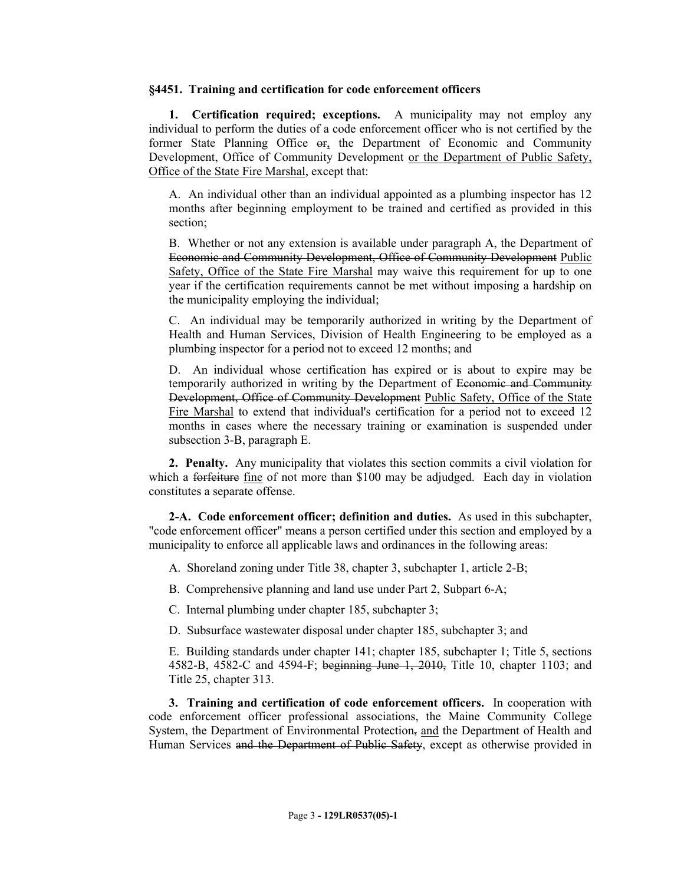**§4451. Training and certification for code enforcement officers**

**1. Certification required; exceptions.** A municipality may not employ any individual to perform the duties of a code enforcement officer who is not certified by the former State Planning Office ~~or~~, the Department of Economic and Community Development, Office of Community Development <u>or the Department of Public Safety, Office of the State Fire Marshal</u>, except that:

A. An individual other than an individual appointed as a plumbing inspector has 12 months after beginning employment to be trained and certified as provided in this section;

B. Whether or not any extension is available under paragraph A, the Department of ~~Economic and Community Development, Office of Community Development~~ <u>Public Safety, Office of the State Fire Marshal</u> may waive this requirement for up to one year if the certification requirements cannot be met without imposing a hardship on the municipality employing the individual;

C. An individual may be temporarily authorized in writing by the Department of Health and Human Services, Division of Health Engineering to be employed as a plumbing inspector for a period not to exceed 12 months; and

D. An individual whose certification has expired or is about to expire may be temporarily authorized in writing by the Department of ~~Economic and Community Development, Office of Community Development~~ <u>Public Safety, Office of the State Fire Marshal</u> to extend that individual's certification for a period not to exceed 12 months in cases where the necessary training or examination is suspended under subsection 3-B, paragraph E.

**2. Penalty.** Any municipality that violates this section commits a civil violation for which a ~~forfeiture~~ <u>fine</u> of not more than $100 may be adjudged. Each day in violation constitutes a separate offense.

**2-A. Code enforcement officer; definition and duties.** As used in this subchapter, "code enforcement officer" means a person certified under this section and employed by a municipality to enforce all applicable laws and ordinances in the following areas:

A. Shoreland zoning under Title 38, chapter 3, subchapter 1, article 2-B;

B. Comprehensive planning and land use under Part 2, Subpart 6-A;

C. Internal plumbing under chapter 185, subchapter 3;

D. Subsurface wastewater disposal under chapter 185, subchapter 3; and

E. Building standards under chapter 141; chapter 185, subchapter 1; Title 5, sections 4582-B, 4582-C and 4594-F; ~~beginning June 1, 2010,~~ Title 10, chapter 1103; and Title 25, chapter 313.

**3. Training and certification of code enforcement officers.** In cooperation with code enforcement officer professional associations, the Maine Community College System, the Department of Environmental Protection~~,~~ <u>and</u> the Department of Health and Human Services ~~and the Department of Public Safety~~, except as otherwise provided in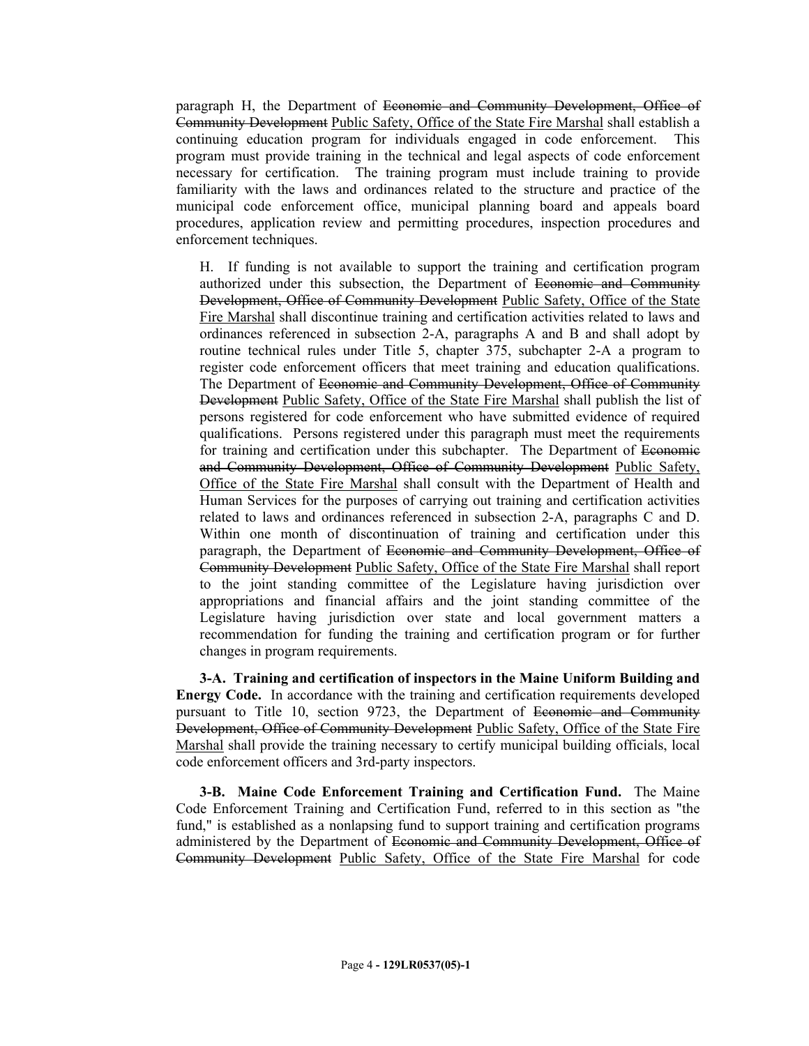paragraph H, the Department of ~~Economic and Community Development, Office of Community Development~~ Public Safety, Office of the State Fire Marshal shall establish a continuing education program for individuals engaged in code enforcement. This program must provide training in the technical and legal aspects of code enforcement necessary for certification. The training program must include training to provide familiarity with the laws and ordinances related to the structure and practice of the municipal code enforcement office, municipal planning board and appeals board procedures, application review and permitting procedures, inspection procedures and enforcement techniques.

H. If funding is not available to support the training and certification program authorized under this subsection, the Department of ~~Economic and Community Development, Office of Community Development~~ Public Safety, Office of the State Fire Marshal shall discontinue training and certification activities related to laws and ordinances referenced in subsection 2-A, paragraphs A and B and shall adopt by routine technical rules under Title 5, chapter 375, subchapter 2-A a program to register code enforcement officers that meet training and education qualifications. The Department of ~~Economic and Community Development, Office of Community Development~~ Public Safety, Office of the State Fire Marshal shall publish the list of persons registered for code enforcement who have submitted evidence of required qualifications. Persons registered under this paragraph must meet the requirements for training and certification under this subchapter. The Department of ~~Economic and Community Development, Office of Community Development~~ Public Safety, Office of the State Fire Marshal shall consult with the Department of Health and Human Services for the purposes of carrying out training and certification activities related to laws and ordinances referenced in subsection 2-A, paragraphs C and D. Within one month of discontinuation of training and certification under this paragraph, the Department of ~~Economic and Community Development, Office of Community Development~~ Public Safety, Office of the State Fire Marshal shall report to the joint standing committee of the Legislature having jurisdiction over appropriations and financial affairs and the joint standing committee of the Legislature having jurisdiction over state and local government matters a recommendation for funding the training and certification program or for further changes in program requirements.

**3-A. Training and certification of inspectors in the Maine Uniform Building and Energy Code.** In accordance with the training and certification requirements developed pursuant to Title 10, section 9723, the Department of ~~Economic and Community Development, Office of Community Development~~ Public Safety, Office of the State Fire Marshal shall provide the training necessary to certify municipal building officials, local code enforcement officers and 3rd-party inspectors.

**3-B. Maine Code Enforcement Training and Certification Fund.** The Maine Code Enforcement Training and Certification Fund, referred to in this section as "the fund," is established as a nonlapsing fund to support training and certification programs administered by the Department of ~~Economic and Community Development, Office of Community Development~~ Public Safety, Office of the State Fire Marshal for code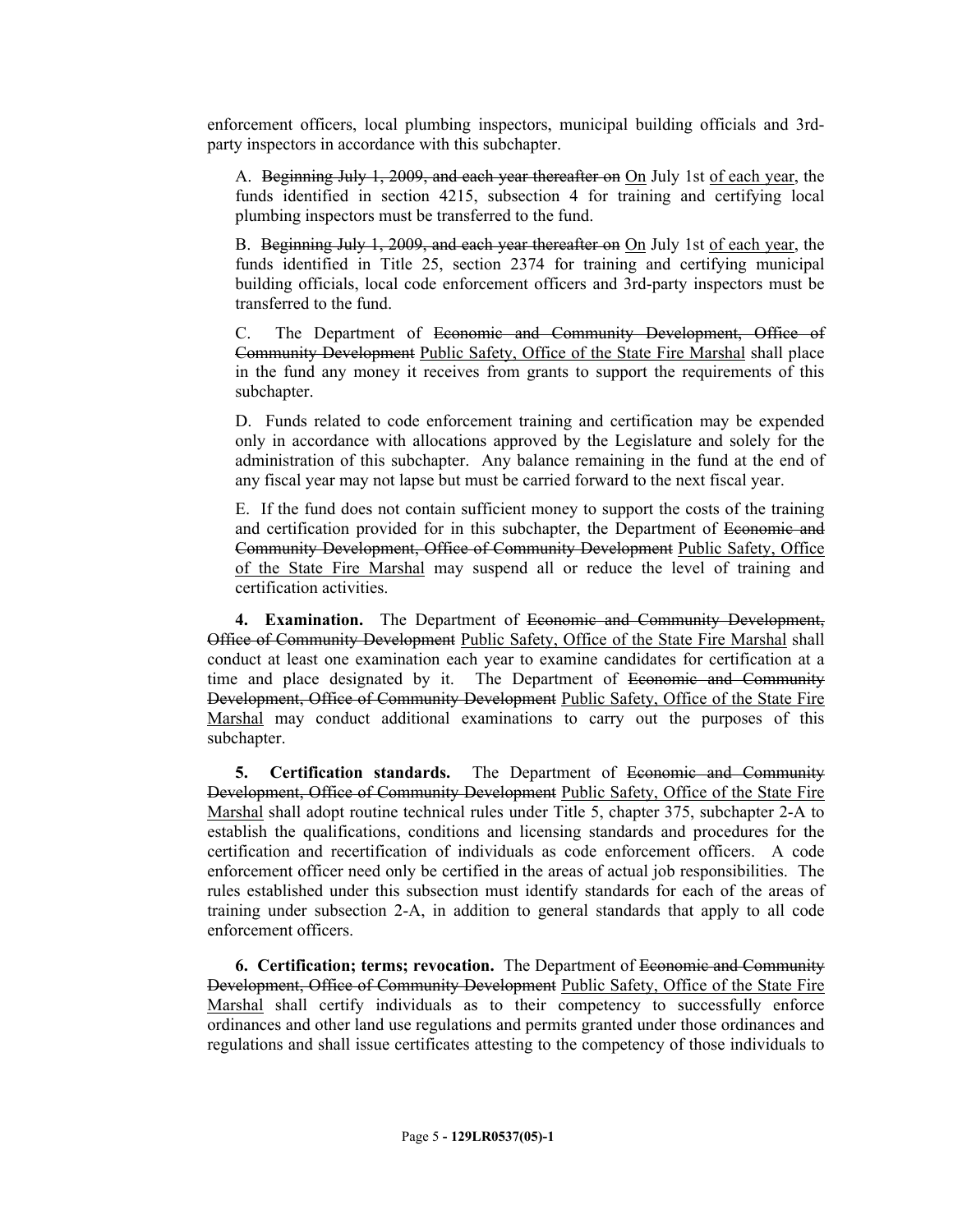enforcement officers, local plumbing inspectors, municipal building officials and 3rd-party inspectors in accordance with this subchapter.

A. ~~Beginning July 1, 2009, and each year thereafter on~~ <u>On</u> July 1st <u>of each year</u>, the funds identified in section 4215, subsection 4 for training and certifying local plumbing inspectors must be transferred to the fund.

B. ~~Beginning July 1, 2009, and each year thereafter on~~ <u>On</u> July 1st <u>of each year</u>, the funds identified in Title 25, section 2374 for training and certifying municipal building officials, local code enforcement officers and 3rd-party inspectors must be transferred to the fund.

C. The Department of ~~Economic and Community Development, Office of Community Development~~ <u>Public Safety, Office of the State Fire Marshal</u> shall place in the fund any money it receives from grants to support the requirements of this subchapter.

D. Funds related to code enforcement training and certification may be expended only in accordance with allocations approved by the Legislature and solely for the administration of this subchapter. Any balance remaining in the fund at the end of any fiscal year may not lapse but must be carried forward to the next fiscal year.

E. If the fund does not contain sufficient money to support the costs of the training and certification provided for in this subchapter, the Department of ~~Economic and Community Development, Office of Community Development~~ <u>Public Safety, Office of the State Fire Marshal</u> may suspend all or reduce the level of training and certification activities.

**4. Examination.** The Department of ~~Economic and Community Development, Office of Community Development~~ <u>Public Safety, Office of the State Fire Marshal</u> shall conduct at least one examination each year to examine candidates for certification at a time and place designated by it. The Department of ~~Economic and Community Development, Office of Community Development~~ <u>Public Safety, Office of the State Fire Marshal</u> may conduct additional examinations to carry out the purposes of this subchapter.

**5. Certification standards.** The Department of ~~Economic and Community Development, Office of Community Development~~ <u>Public Safety, Office of the State Fire Marshal</u> shall adopt routine technical rules under Title 5, chapter 375, subchapter 2-A to establish the qualifications, conditions and licensing standards and procedures for the certification and recertification of individuals as code enforcement officers. A code enforcement officer need only be certified in the areas of actual job responsibilities. The rules established under this subsection must identify standards for each of the areas of training under subsection 2-A, in addition to general standards that apply to all code enforcement officers.

**6. Certification; terms; revocation.** The Department of ~~Economic and Community Development, Office of Community Development~~ <u>Public Safety, Office of the State Fire Marshal</u> shall certify individuals as to their competency to successfully enforce ordinances and other land use regulations and permits granted under those ordinances and regulations and shall issue certificates attesting to the competency of those individuals to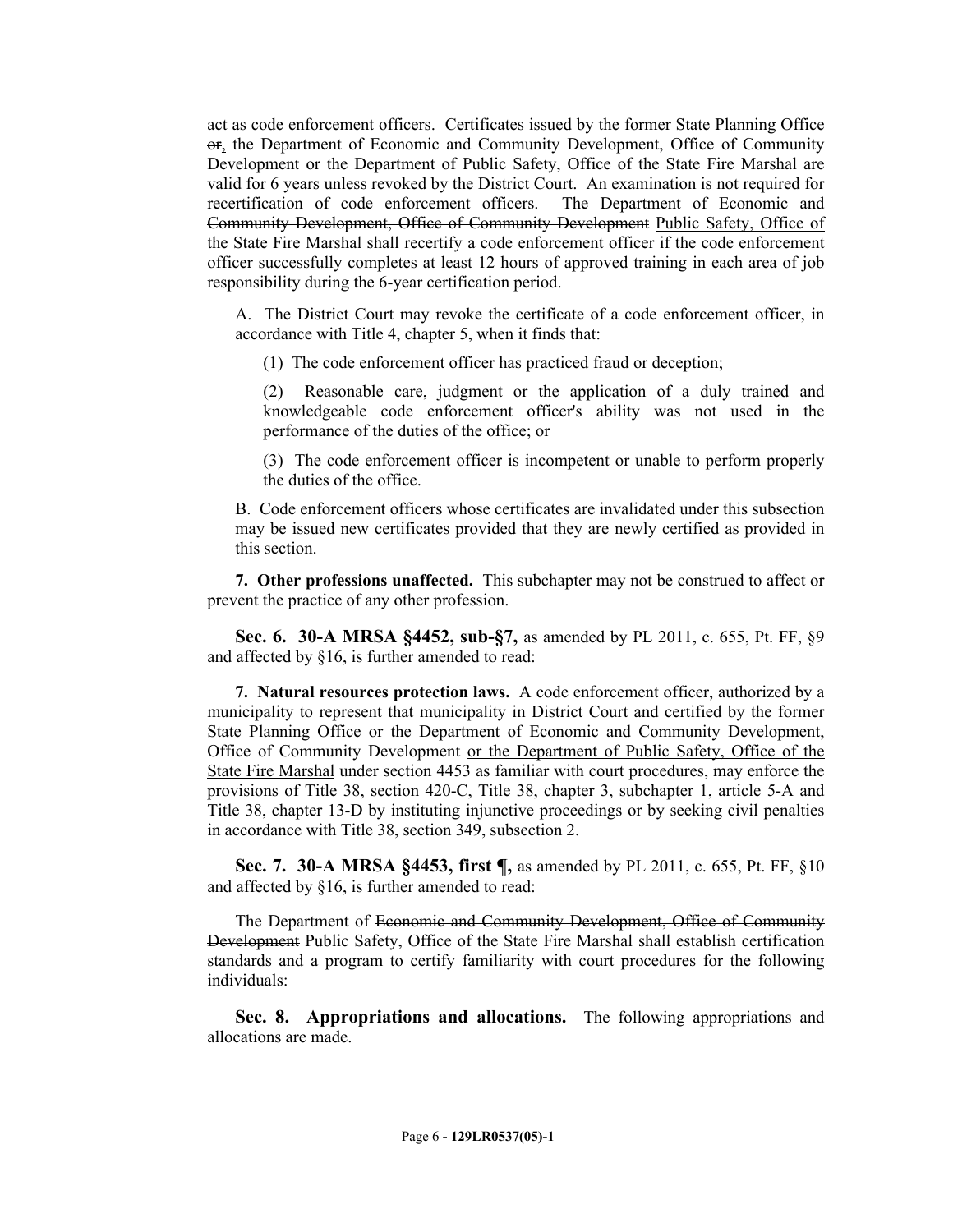act as code enforcement officers. Certificates issued by the former State Planning Office ~~or~~, the Department of Economic and Community Development, Office of Community Development <u>or the Department of Public Safety, Office of the State Fire Marshal</u> are valid for 6 years unless revoked by the District Court. An examination is not required for recertification of code enforcement officers. The Department of ~~Economic and Community Development, Office of Community Development~~ <u>Public Safety, Office of the State Fire Marshal</u> shall recertify a code enforcement officer if the code enforcement officer successfully completes at least 12 hours of approved training in each area of job responsibility during the 6-year certification period.

A. The District Court may revoke the certificate of a code enforcement officer, in accordance with Title 4, chapter 5, when it finds that:

(1) The code enforcement officer has practiced fraud or deception;

(2) Reasonable care, judgment or the application of a duly trained and knowledgeable code enforcement officer's ability was not used in the performance of the duties of the office; or

(3) The code enforcement officer is incompetent or unable to perform properly the duties of the office.

B. Code enforcement officers whose certificates are invalidated under this subsection may be issued new certificates provided that they are newly certified as provided in this section.

**7. Other professions unaffected.** This subchapter may not be construed to affect or prevent the practice of any other profession.

**Sec. 6. 30-A MRSA §4452, sub-§7,** as amended by PL 2011, c. 655, Pt. FF, §9 and affected by §16, is further amended to read:

**7. Natural resources protection laws.** A code enforcement officer, authorized by a municipality to represent that municipality in District Court and certified by the former State Planning Office or the Department of Economic and Community Development, Office of Community Development <u>or the Department of Public Safety, Office of the State Fire Marshal</u> under section 4453 as familiar with court procedures, may enforce the provisions of Title 38, section 420-C, Title 38, chapter 3, subchapter 1, article 5-A and Title 38, chapter 13-D by instituting injunctive proceedings or by seeking civil penalties in accordance with Title 38, section 349, subsection 2.

**Sec. 7. 30-A MRSA §4453, first ¶,** as amended by PL 2011, c. 655, Pt. FF, §10 and affected by §16, is further amended to read:

The Department of ~~Economic and Community Development, Office of Community Development~~ <u>Public Safety, Office of the State Fire Marshal</u> shall establish certification standards and a program to certify familiarity with court procedures for the following individuals:

**Sec. 8. Appropriations and allocations.** The following appropriations and allocations are made.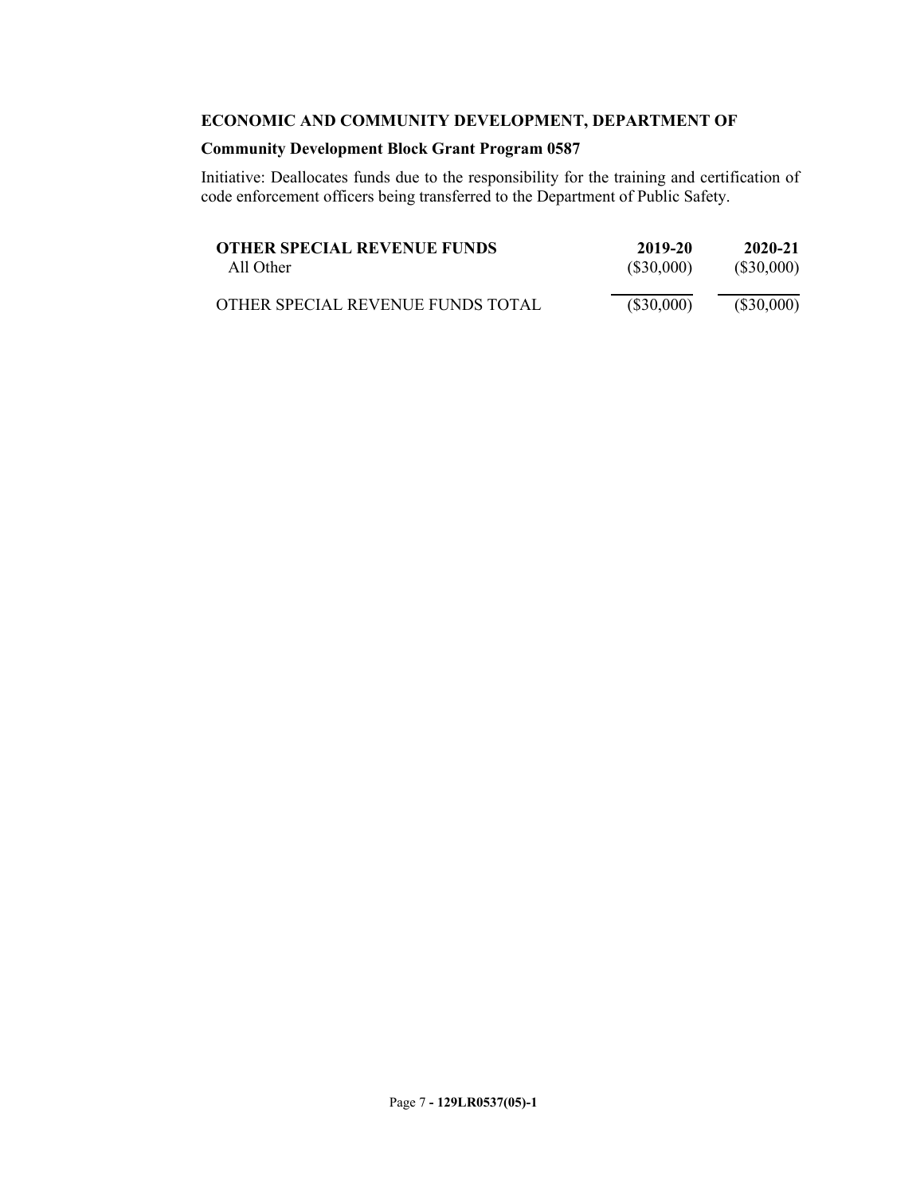**ECONOMIC AND COMMUNITY DEVELOPMENT, DEPARTMENT OF**

**Community Development Block Grant Program 0587**

Initiative: Deallocates funds due to the responsibility for the training and certification of code enforcement officers being transferred to the Department of Public Safety.

| **OTHER SPECIAL REVENUE FUNDS** | **2019-20** | **2020-21** |
|---|---|---|
| All Other | ($30,000) | ($30,000) |
| OTHER SPECIAL REVENUE FUNDS TOTAL | ($30,000) | ($30,000) |